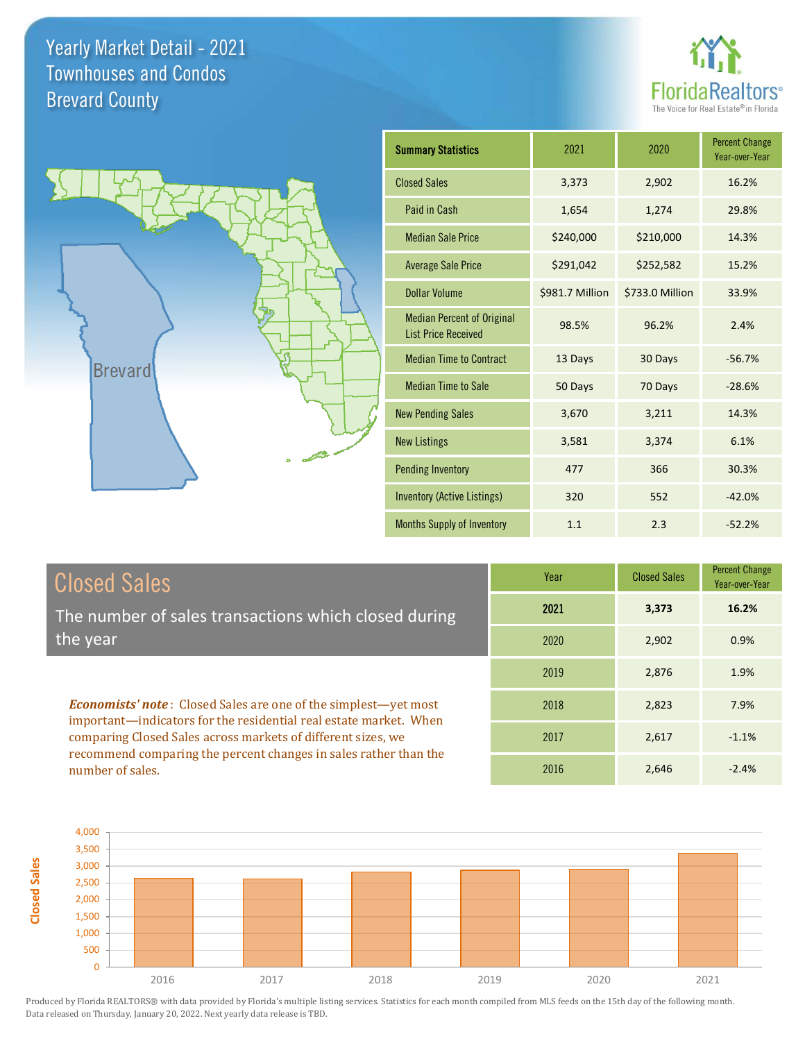# Yearly Market Detail - 2021
## Townhouses and Condos
## Brevard County

FloridaRealtors® The Voice for Real Estate® in Florida

| Summary Statistics | 2021 | 2020 | Percent Change Year-over-Year |
|---|---|---|---|
| Closed Sales | 3,373 | 2,902 | 16.2% |
| Paid in Cash | 1,654 | 1,274 | 29.8% |
| Median Sale Price | $240,000 | $210,000 | 14.3% |
| Average Sale Price | $291,042 | $252,582 | 15.2% |
| Dollar Volume | $981.7 Million | $733.0 Million | 33.9% |
| Median Percent of Original List Price Received | 98.5% | 96.2% | 2.4% |
| Median Time to Contract | 13 Days | 30 Days | -56.7% |
| Median Time to Sale | 50 Days | 70 Days | -28.6% |
| New Pending Sales | 3,670 | 3,211 | 14.3% |
| New Listings | 3,581 | 3,374 | 6.1% |
| Pending Inventory | 477 | 366 | 30.3% |
| Inventory (Active Listings) | 320 | 552 | -42.0% |
| Months Supply of Inventory | 1.1 | 2.3 | -52.2% |

## Closed Sales

The number of sales transactions which closed during the year

***Economists' note***: Closed Sales are one of the simplest—yet most important—indicators for the residential real estate market. When comparing Closed Sales across markets of different sizes, we recommend comparing the percent changes in sales rather than the number of sales.

| Year | Closed Sales | Percent Change Year-over-Year |
|---|---|---|
| **2021** | **3,373** | **16.2%** |
| 2020 | 2,902 | 0.9% |
| 2019 | 2,876 | 1.9% |
| 2018 | 2,823 | 7.9% |
| 2017 | 2,617 | -1.1% |
| 2016 | 2,646 | -2.4% |

Produced by Florida REALTORS® with data provided by Florida's multiple listing services. Statistics for each month compiled from MLS feeds on the 15th day of the following month. Data released on Thursday, January 20, 2022. Next yearly data release is TBD.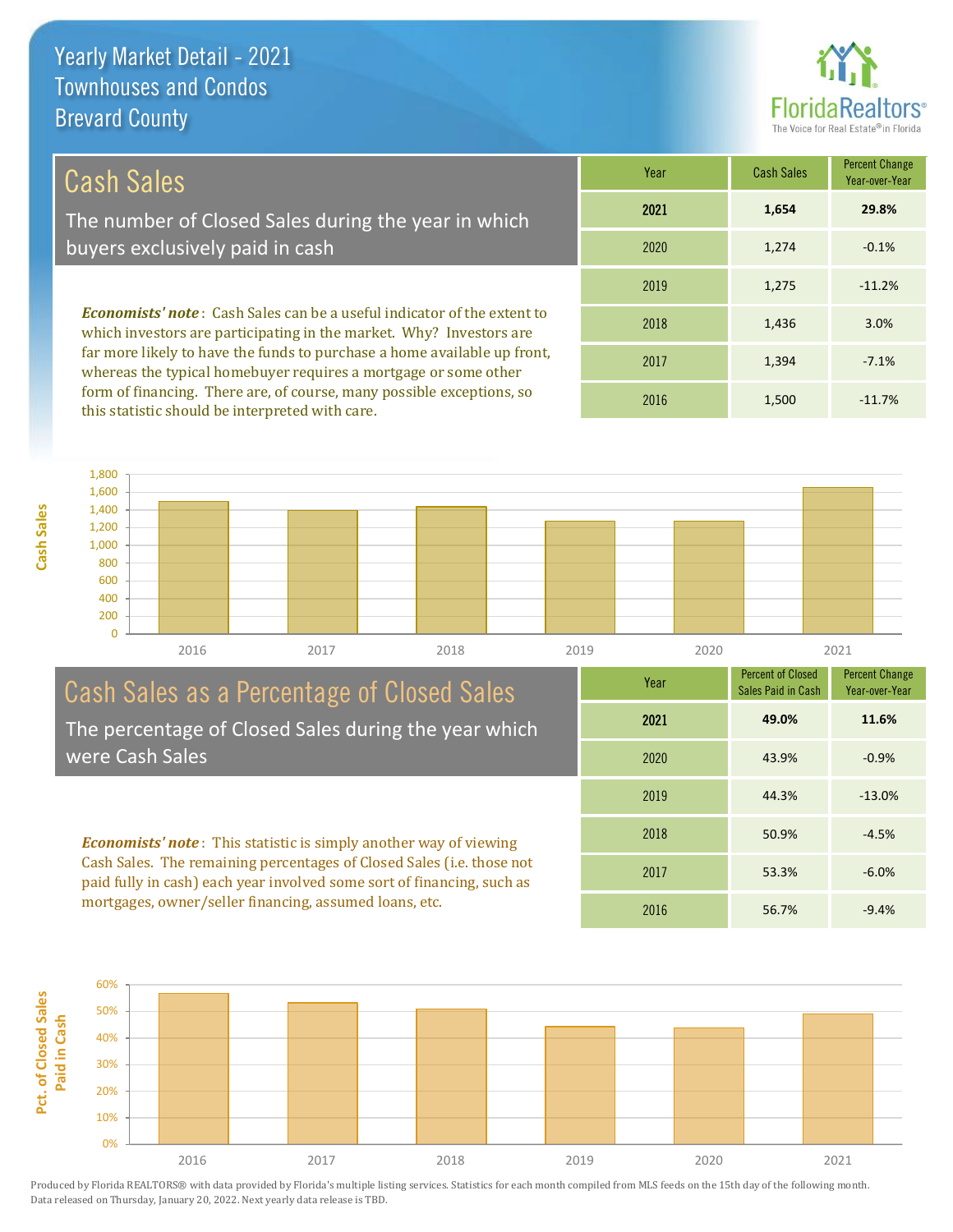Yearly Market Detail - 2021
Townhouses and Condos
Brevard County

## Cash Sales

The number of Closed Sales during the year in which buyers exclusively paid in cash

***Economists' note***: Cash Sales can be a useful indicator of the extent to which investors are participating in the market. Why? Investors are far more likely to have the funds to purchase a home available up front, whereas the typical homebuyer requires a mortgage or some other form of financing. There are, of course, many possible exceptions, so this statistic should be interpreted with care.

| Year | Cash Sales | Percent Change Year-over-Year |
|---|---|---|
| **2021** | **1,654** | **29.8%** |
| 2020 | 1,274 | -0.1% |
| 2019 | 1,275 | -11.2% |
| 2018 | 1,436 | 3.0% |
| 2017 | 1,394 | -7.1% |
| 2016 | 1,500 | -11.7% |

## Cash Sales as a Percentage of Closed Sales

The percentage of Closed Sales during the year which were Cash Sales

***Economists' note***: This statistic is simply another way of viewing Cash Sales. The remaining percentages of Closed Sales (i.e. those not paid fully in cash) each year involved some sort of financing, such as mortgages, owner/seller financing, assumed loans, etc.

| Year | Percent of Closed Sales Paid in Cash | Percent Change Year-over-Year |
|---|---|---|
| **2021** | **49.0%** | **11.6%** |
| 2020 | 43.9% | -0.9% |
| 2019 | 44.3% | -13.0% |
| 2018 | 50.9% | -4.5% |
| 2017 | 53.3% | -6.0% |
| 2016 | 56.7% | -9.4% |

Produced by Florida REALTORS® with data provided by Florida's multiple listing services. Statistics for each month compiled from MLS feeds on the 15th day of the following month. Data released on Thursday, January 20, 2022. Next yearly data release is TBD.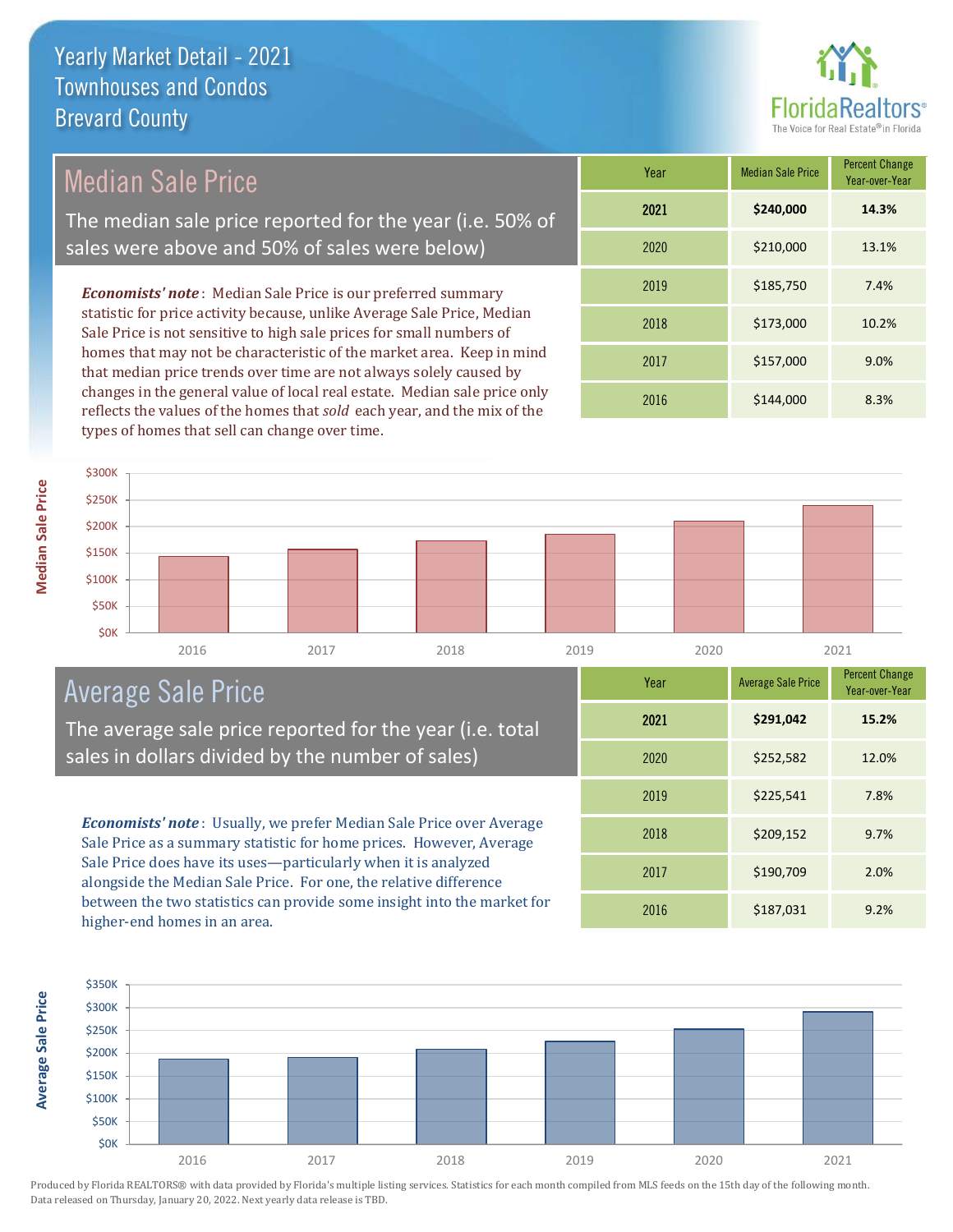# Yearly Market Detail - 2021
## Townhouses and Condos
## Brevard County

FloridaRealtors® The Voice for Real Estate® in Florida

## Median Sale Price

The median sale price reported for the year (i.e. 50% of sales were above and 50% of sales were below)

***Economists' note***: Median Sale Price is our preferred summary statistic for price activity because, unlike Average Sale Price, Median Sale Price is not sensitive to high sale prices for small numbers of homes that may not be characteristic of the market area. Keep in mind that median price trends over time are not always solely caused by changes in the general value of local real estate. Median sale price only reflects the values of the homes that *sold* each year, and the mix of the types of homes that sell can change over time.

| Year | Median Sale Price | Percent Change Year-over-Year |
|---|---|---|
| **2021** | **$240,000** | **14.3%** |
| 2020 | $210,000 | 13.1% |
| 2019 | $185,750 | 7.4% |
| 2018 | $173,000 | 10.2% |
| 2017 | $157,000 | 9.0% |
| 2016 | $144,000 | 8.3% |

## Average Sale Price

The average sale price reported for the year (i.e. total sales in dollars divided by the number of sales)

***Economists' note***: Usually, we prefer Median Sale Price over Average Sale Price as a summary statistic for home prices. However, Average Sale Price does have its uses—particularly when it is analyzed alongside the Median Sale Price. For one, the relative difference between the two statistics can provide some insight into the market for higher-end homes in an area.

| Year | Average Sale Price | Percent Change Year-over-Year |
|---|---|---|
| **2021** | **$291,042** | **15.2%** |
| 2020 | $252,582 | 12.0% |
| 2019 | $225,541 | 7.8% |
| 2018 | $209,152 | 9.7% |
| 2017 | $190,709 | 2.0% |
| 2016 | $187,031 | 9.2% |

Produced by Florida REALTORS® with data provided by Florida's multiple listing services. Statistics for each month compiled from MLS feeds on the 15th day of the following month. Data released on Thursday, January 20, 2022. Next yearly data release is TBD.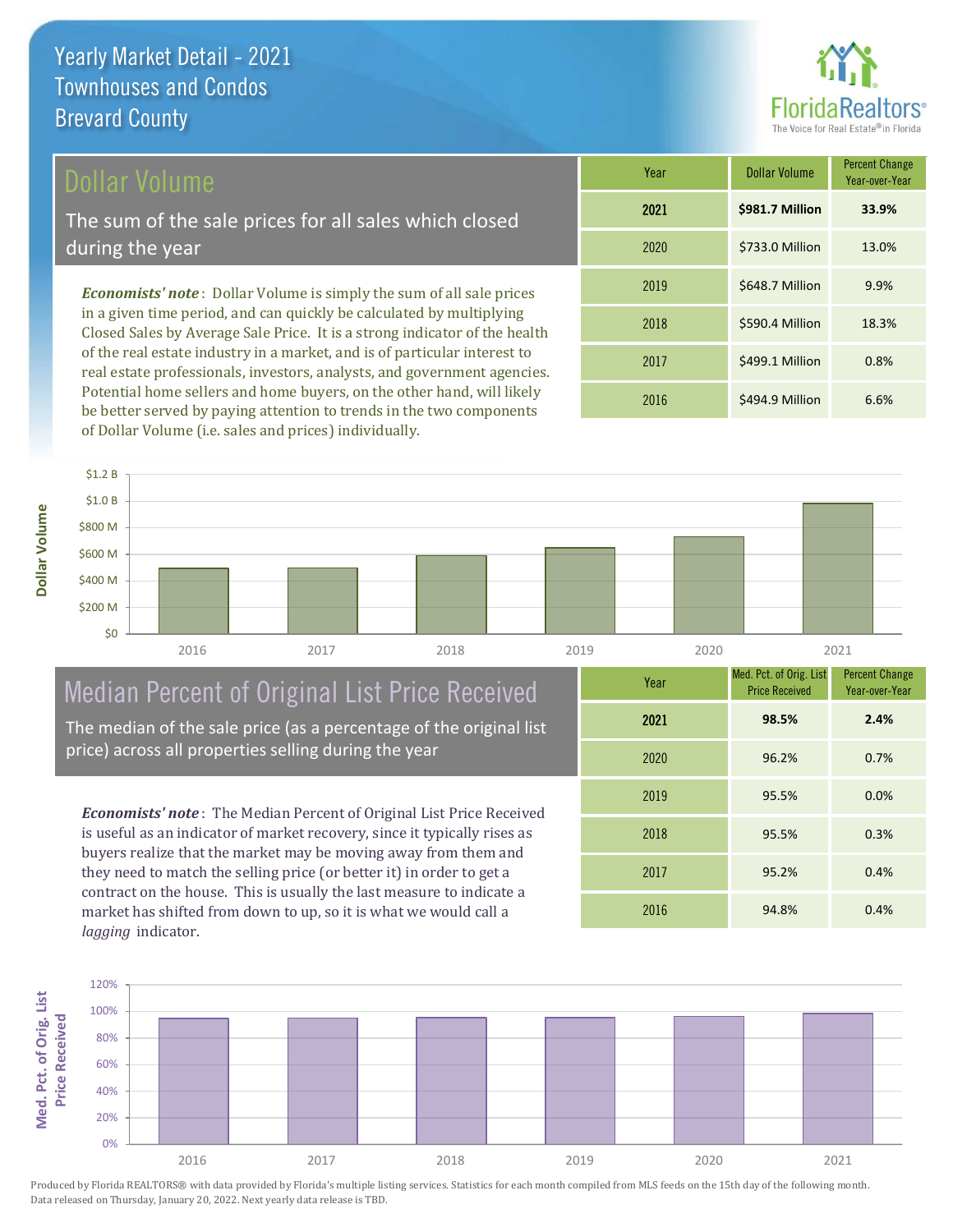# Yearly Market Detail - 2021
## Townhouses and Condos
## Brevard County

## Dollar Volume

The sum of the sale prices for all sales which closed during the year

*Economists' note*: Dollar Volume is simply the sum of all sale prices in a given time period, and can quickly be calculated by multiplying Closed Sales by Average Sale Price. It is a strong indicator of the health of the real estate industry in a market, and is of particular interest to real estate professionals, investors, analysts, and government agencies. Potential home sellers and home buyers, on the other hand, will likely be better served by paying attention to trends in the two components of Dollar Volume (i.e. sales and prices) individually.

| Year | Dollar Volume | Percent Change Year-over-Year |
|---|---|---|
| **2021** | **$981.7 Million** | **33.9%** |
| 2020 | $733.0 Million | 13.0% |
| 2019 | $648.7 Million | 9.9% |
| 2018 | $590.4 Million | 18.3% |
| 2017 | $499.1 Million | 0.8% |
| 2016 | $494.9 Million | 6.6% |

## Median Percent of Original List Price Received

The median of the sale price (as a percentage of the original list price) across all properties selling during the year

*Economists' note*: The Median Percent of Original List Price Received is useful as an indicator of market recovery, since it typically rises as buyers realize that the market may be moving away from them and they need to match the selling price (or better it) in order to get a contract on the house. This is usually the last measure to indicate a market has shifted from down to up, so it is what we would call a *lagging* indicator.

| Year | Med. Pct. of Orig. List Price Received | Percent Change Year-over-Year |
|---|---|---|
| **2021** | **98.5%** | **2.4%** |
| 2020 | 96.2% | 0.7% |
| 2019 | 95.5% | 0.0% |
| 2018 | 95.5% | 0.3% |
| 2017 | 95.2% | 0.4% |
| 2016 | 94.8% | 0.4% |

Produced by Florida REALTORS® with data provided by Florida's multiple listing services. Statistics for each month compiled from MLS feeds on the 15th day of the following month. Data released on Thursday, January 20, 2022. Next yearly data release is TBD.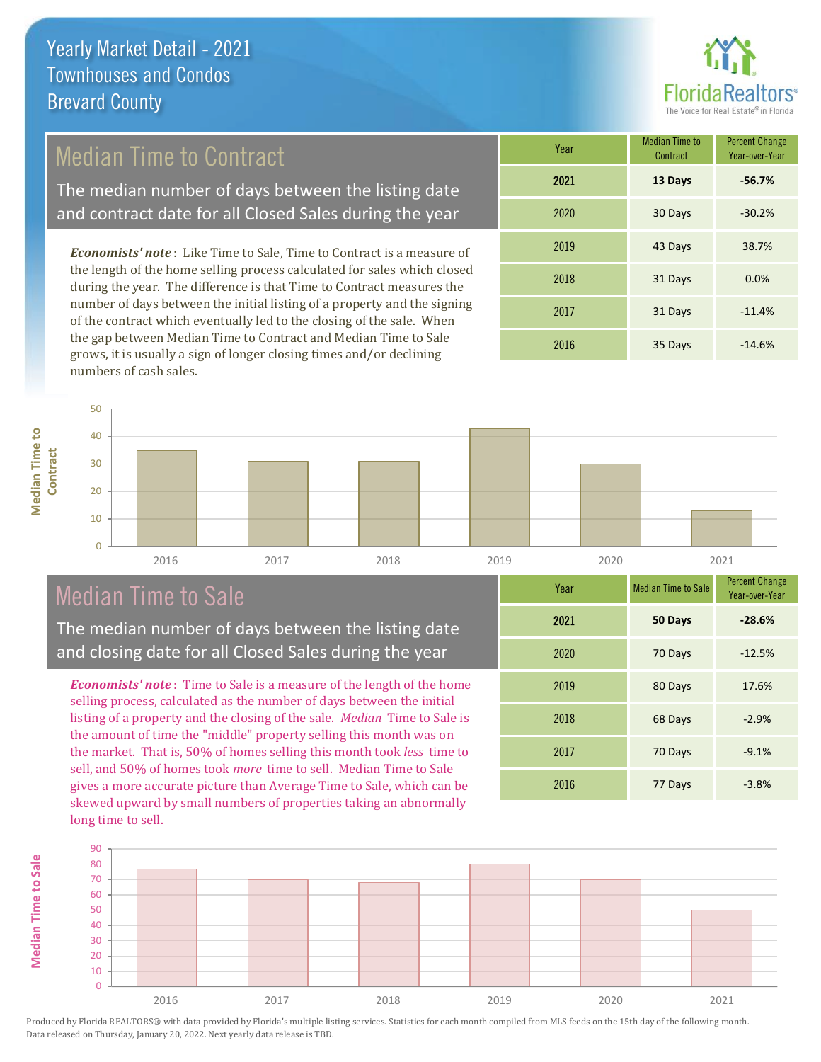# Yearly Market Detail - 2021
## Townhouses and Condos
## Brevard County

FloridaRealtors® The Voice for Real Estate® in Florida

## Median Time to Contract

The median number of days between the listing date and contract date for all Closed Sales during the year

*Economists' note*: Like Time to Sale, Time to Contract is a measure of the length of the home selling process calculated for sales which closed during the year. The difference is that Time to Contract measures the number of days between the initial listing of a property and the signing of the contract which eventually led to the closing of the sale. When the gap between Median Time to Contract and Median Time to Sale grows, it is usually a sign of longer closing times and/or declining numbers of cash sales.

| Year | Median Time to Contract | Percent Change Year-over-Year |
|---|---|---|
| **2021** | **13 Days** | **-56.7%** |
| 2020 | 30 Days | -30.2% |
| 2019 | 43 Days | 38.7% |
| 2018 | 31 Days | 0.0% |
| 2017 | 31 Days | -11.4% |
| 2016 | 35 Days | -14.6% |

## Median Time to Sale

The median number of days between the listing date and closing date for all Closed Sales during the year

*Economists' note*: Time to Sale is a measure of the length of the home selling process, calculated as the number of days between the initial listing of a property and the closing of the sale. *Median* Time to Sale is the amount of time the "middle" property selling this month was on the market. That is, 50% of homes selling this month took *less* time to sell, and 50% of homes took *more* time to sell. Median Time to Sale gives a more accurate picture than Average Time to Sale, which can be skewed upward by small numbers of properties taking an abnormally long time to sell.

| Year | Median Time to Sale | Percent Change Year-over-Year |
|---|---|---|
| **2021** | **50 Days** | **-28.6%** |
| 2020 | 70 Days | -12.5% |
| 2019 | 80 Days | 17.6% |
| 2018 | 68 Days | -2.9% |
| 2017 | 70 Days | -9.1% |
| 2016 | 77 Days | -3.8% |

Produced by Florida REALTORS® with data provided by Florida's multiple listing services. Statistics for each month compiled from MLS feeds on the 15th day of the following month. Data released on Thursday, January 20, 2022. Next yearly data release is TBD.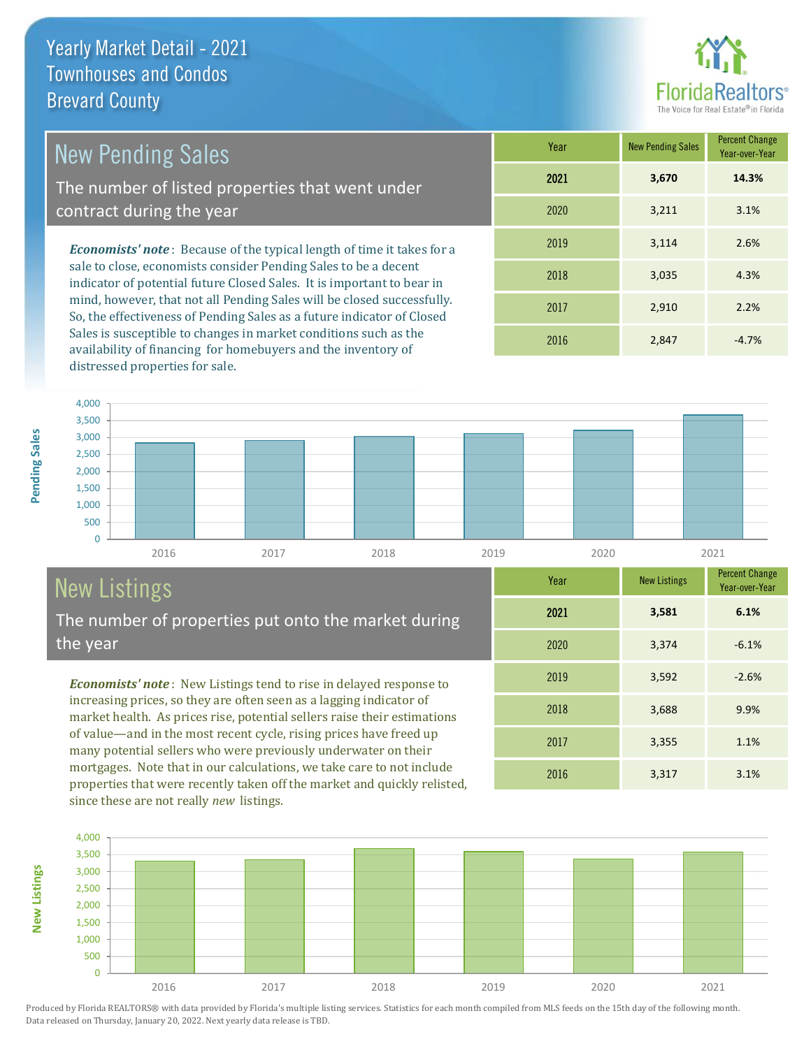# Yearly Market Detail - 2021
## Townhouses and Condos
## Brevard County

## New Pending Sales

The number of listed properties that went under contract during the year

***Economists' note***: Because of the typical length of time it takes for a sale to close, economists consider Pending Sales to be a decent indicator of potential future Closed Sales. It is important to bear in mind, however, that not all Pending Sales will be closed successfully. So, the effectiveness of Pending Sales as a future indicator of Closed Sales is susceptible to changes in market conditions such as the availability of financing for homebuyers and the inventory of distressed properties for sale.

| Year | New Pending Sales | Percent Change Year-over-Year |
|---|---|---|
| **2021** | **3,670** | **14.3%** |
| 2020 | 3,211 | 3.1% |
| 2019 | 3,114 | 2.6% |
| 2018 | 3,035 | 4.3% |
| 2017 | 2,910 | 2.2% |
| 2016 | 2,847 | -4.7% |

## New Listings

The number of properties put onto the market during the year

***Economists' note***: New Listings tend to rise in delayed response to increasing prices, so they are often seen as a lagging indicator of market health. As prices rise, potential sellers raise their estimations of value—and in the most recent cycle, rising prices have freed up many potential sellers who were previously underwater on their mortgages. Note that in our calculations, we take care to not include properties that were recently taken off the market and quickly relisted, since these are not really *new* listings.

| Year | New Listings | Percent Change Year-over-Year |
|---|---|---|
| **2021** | **3,581** | **6.1%** |
| 2020 | 3,374 | -6.1% |
| 2019 | 3,592 | -2.6% |
| 2018 | 3,688 | 9.9% |
| 2017 | 3,355 | 1.1% |
| 2016 | 3,317 | 3.1% |

Produced by Florida REALTORS® with data provided by Florida's multiple listing services. Statistics for each month compiled from MLS feeds on the 15th day of the following month. Data released on Thursday, January 20, 2022. Next yearly data release is TBD.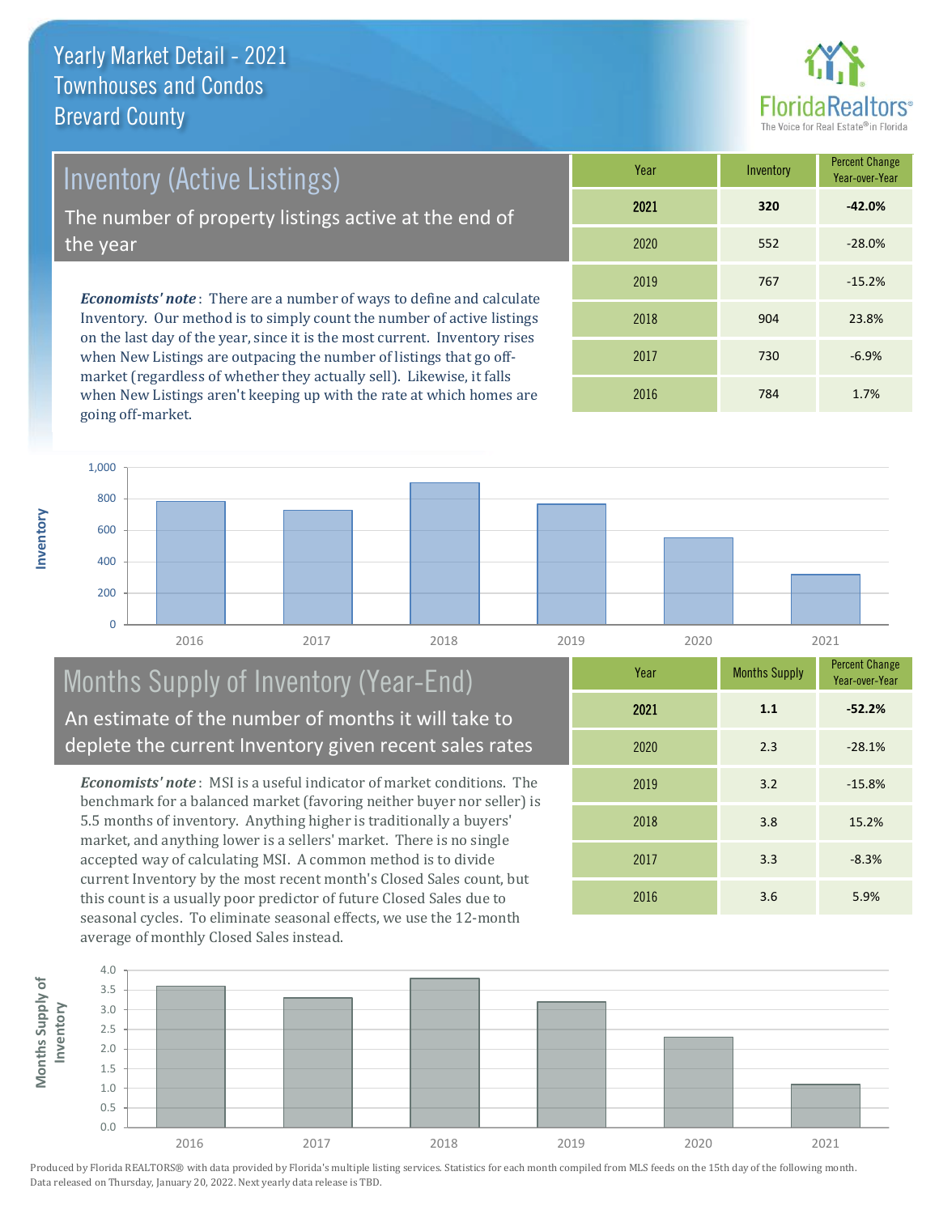# Yearly Market Detail - 2021
## Townhouses and Condos
## Brevard County

## Inventory (Active Listings)

The number of property listings active at the end of the year

*Economists' note*: There are a number of ways to define and calculate Inventory. Our method is to simply count the number of active listings on the last day of the year, since it is the most current. Inventory rises when New Listings are outpacing the number of listings that go off-market (regardless of whether they actually sell). Likewise, it falls when New Listings aren't keeping up with the rate at which homes are going off-market.

| Year | Inventory | Percent Change Year-over-Year |
|---|---|---|
| **2021** | **320** | **-42.0%** |
| 2020 | 552 | -28.0% |
| 2019 | 767 | -15.2% |
| 2018 | 904 | 23.8% |
| 2017 | 730 | -6.9% |
| 2016 | 784 | 1.7% |

## Months Supply of Inventory (Year-End)

An estimate of the number of months it will take to deplete the current Inventory given recent sales rates

*Economists' note*: MSI is a useful indicator of market conditions. The benchmark for a balanced market (favoring neither buyer nor seller) is 5.5 months of inventory. Anything higher is traditionally a buyers' market, and anything lower is a sellers' market. There is no single accepted way of calculating MSI. A common method is to divide current Inventory by the most recent month's Closed Sales count, but this count is a usually poor predictor of future Closed Sales due to seasonal cycles. To eliminate seasonal effects, we use the 12-month average of monthly Closed Sales instead.

| Year | Months Supply | Percent Change Year-over-Year |
|---|---|---|
| **2021** | **1.1** | **-52.2%** |
| 2020 | 2.3 | -28.1% |
| 2019 | 3.2 | -15.8% |
| 2018 | 3.8 | 15.2% |
| 2017 | 3.3 | -8.3% |
| 2016 | 3.6 | 5.9% |

Produced by Florida REALTORS® with data provided by Florida's multiple listing services. Statistics for each month compiled from MLS feeds on the 15th day of the following month. Data released on Thursday, January 20, 2022. Next yearly data release is TBD.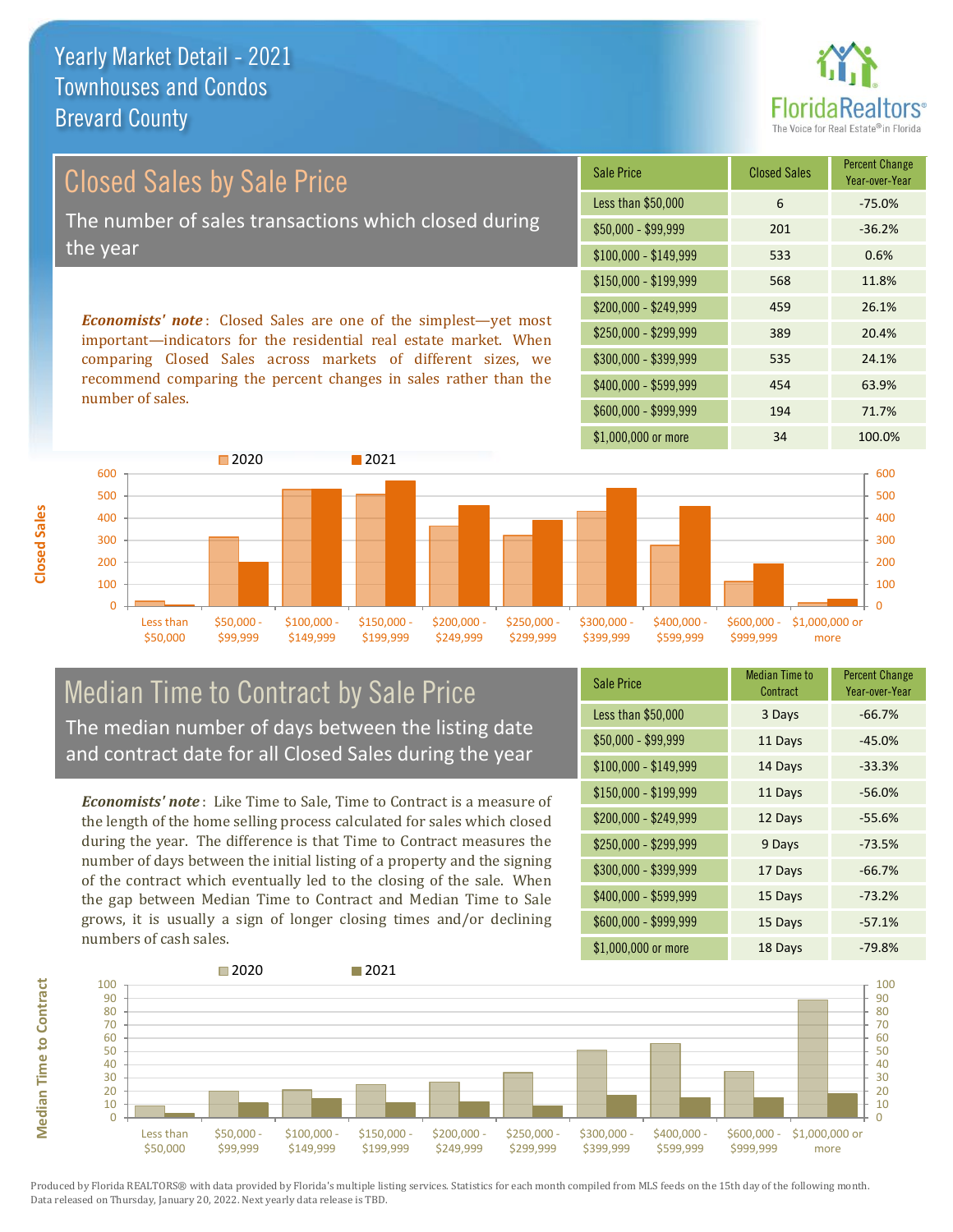# Yearly Market Detail - 2021
## Townhouses and Condos
## Brevard County

## Closed Sales by Sale Price

The number of sales transactions which closed during the year

***Economists' note***: Closed Sales are one of the simplest—yet most important—indicators for the residential real estate market. When comparing Closed Sales across markets of different sizes, we recommend comparing the percent changes in sales rather than the number of sales.

| Sale Price | Closed Sales | Percent Change Year-over-Year |
|---|---|---|
| Less than $50,000 | 6 | -75.0% |
| $50,000 - $99,999 | 201 | -36.2% |
| $100,000 - $149,999 | 533 | 0.6% |
| $150,000 - $199,999 | 568 | 11.8% |
| $200,000 - $249,999 | 459 | 26.1% |
| $250,000 - $299,999 | 389 | 20.4% |
| $300,000 - $399,999 | 535 | 24.1% |
| $400,000 - $599,999 | 454 | 63.9% |
| $600,000 - $999,999 | 194 | 71.7% |
| $1,000,000 or more | 34 | 100.0% |

## Median Time to Contract by Sale Price

The median number of days between the listing date and contract date for all Closed Sales during the year

***Economists' note***: Like Time to Sale, Time to Contract is a measure of the length of the home selling process calculated for sales which closed during the year. The difference is that Time to Contract measures the number of days between the initial listing of a property and the signing of the contract which eventually led to the closing of the sale. When the gap between Median Time to Contract and Median Time to Sale grows, it is usually a sign of longer closing times and/or declining numbers of cash sales.

| Sale Price | Median Time to Contract | Percent Change Year-over-Year |
|---|---|---|
| Less than $50,000 | 3 Days | -66.7% |
| $50,000 - $99,999 | 11 Days | -45.0% |
| $100,000 - $149,999 | 14 Days | -33.3% |
| $150,000 - $199,999 | 11 Days | -56.0% |
| $200,000 - $249,999 | 12 Days | -55.6% |
| $250,000 - $299,999 | 9 Days | -73.5% |
| $300,000 - $399,999 | 17 Days | -66.7% |
| $400,000 - $599,999 | 15 Days | -73.2% |
| $600,000 - $999,999 | 15 Days | -57.1% |
| $1,000,000 or more | 18 Days | -79.8% |

Produced by Florida REALTORS® with data provided by Florida's multiple listing services. Statistics for each month compiled from MLS feeds on the 15th day of the following month. Data released on Thursday, January 20, 2022. Next yearly data release is TBD.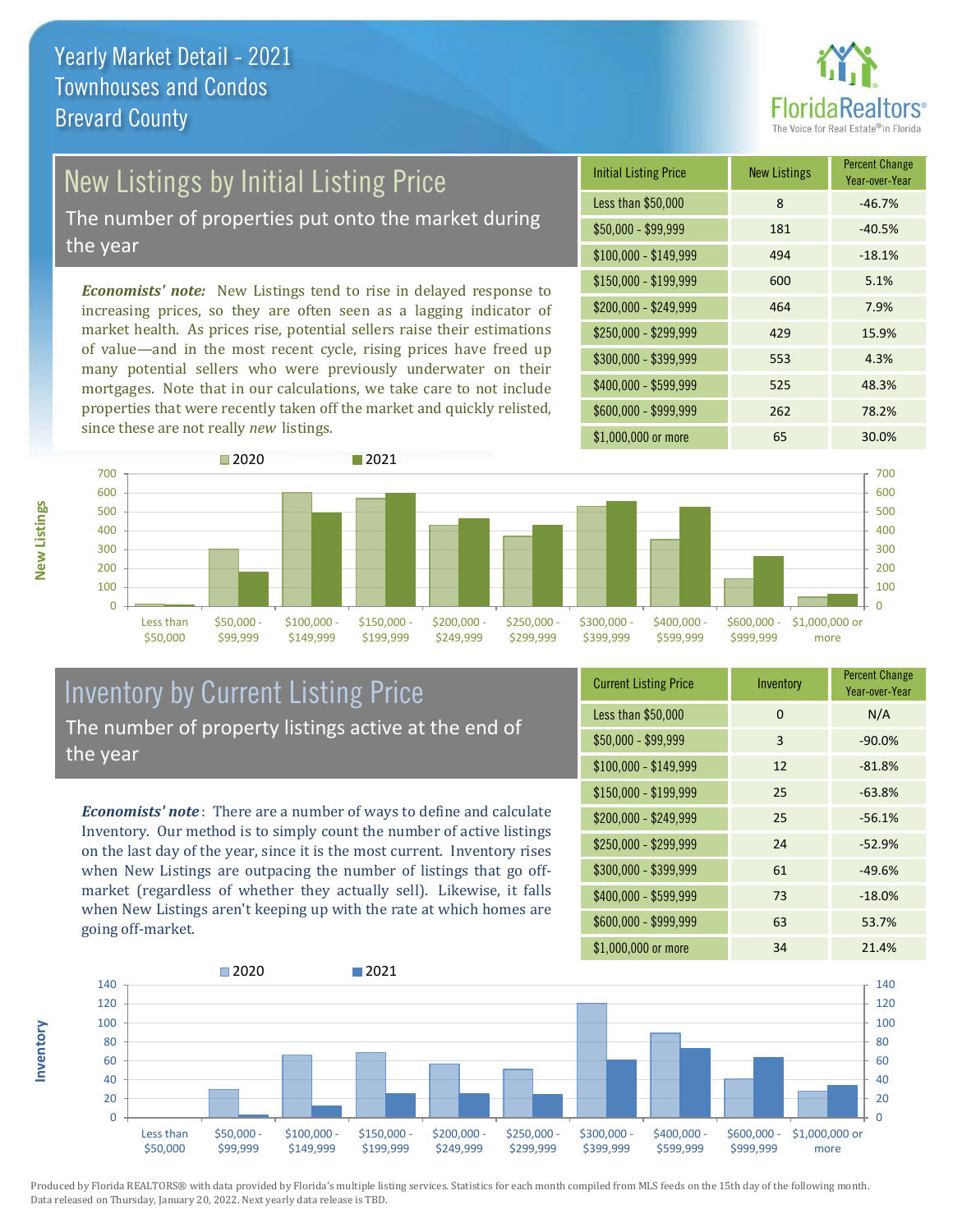Yearly Market Detail - 2021
Townhouses and Condos
Brevard County

## New Listings by Initial Listing Price

The number of properties put onto the market during the year

*Economists' note:* New Listings tend to rise in delayed response to increasing prices, so they are often seen as a lagging indicator of market health. As prices rise, potential sellers raise their estimations of value—and in the most recent cycle, rising prices have freed up many potential sellers who were previously underwater on their mortgages. Note that in our calculations, we take care to not include properties that were recently taken off the market and quickly relisted, since these are not really *new* listings.

| Initial Listing Price | New Listings | Percent Change Year-over-Year |
|---|---|---|
| Less than $50,000 | 8 | -46.7% |
| $50,000 - $99,999 | 181 | -40.5% |
| $100,000 - $149,999 | 494 | -18.1% |
| $150,000 - $199,999 | 600 | 5.1% |
| $200,000 - $249,999 | 464 | 7.9% |
| $250,000 - $299,999 | 429 | 15.9% |
| $300,000 - $399,999 | 553 | 4.3% |
| $400,000 - $599,999 | 525 | 48.3% |
| $600,000 - $999,999 | 262 | 78.2% |
| $1,000,000 or more | 65 | 30.0% |

## Inventory by Current Listing Price

The number of property listings active at the end of the year

*Economists' note*: There are a number of ways to define and calculate Inventory. Our method is to simply count the number of active listings on the last day of the year, since it is the most current. Inventory rises when New Listings are outpacing the number of listings that go off-market (regardless of whether they actually sell). Likewise, it falls when New Listings aren't keeping up with the rate at which homes are going off-market.

| Current Listing Price | Inventory | Percent Change Year-over-Year |
|---|---|---|
| Less than $50,000 | 0 | N/A |
| $50,000 - $99,999 | 3 | -90.0% |
| $100,000 - $149,999 | 12 | -81.8% |
| $150,000 - $199,999 | 25 | -63.8% |
| $200,000 - $249,999 | 25 | -56.1% |
| $250,000 - $299,999 | 24 | -52.9% |
| $300,000 - $399,999 | 61 | -49.6% |
| $400,000 - $599,999 | 73 | -18.0% |
| $600,000 - $999,999 | 63 | 53.7% |
| $1,000,000 or more | 34 | 21.4% |

Produced by Florida REALTORS® with data provided by Florida's multiple listing services. Statistics for each month compiled from MLS feeds on the 15th day of the following month. Data released on Thursday, January 20, 2022. Next yearly data release is TBD.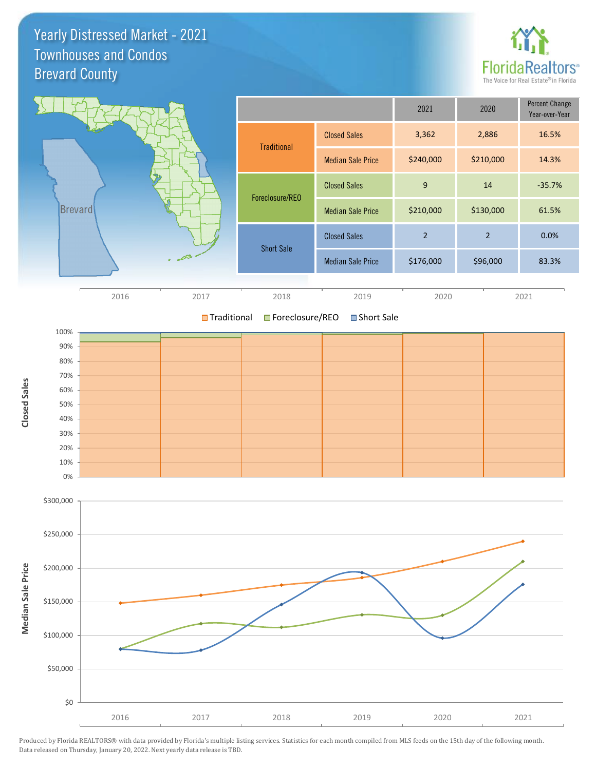# Yearly Distressed Market - 2021
## Townhouses and Condos
## Brevard County

FloridaRealtors
The Voice for Real Estate® in Florida

Brevard

| | | 2021 | 2020 | Percent Change Year-over-Year |
|---|---|---|---|---|
| Traditional | Closed Sales | 3,362 | 2,886 | 16.5% |
| | Median Sale Price | $240,000 | $210,000 | 14.3% |
| Foreclosure/REO | Closed Sales | 9 | 14 | -35.7% |
| | Median Sale Price | $210,000 | $130,000 | 61.5% |
| Short Sale | Closed Sales | 2 | 2 | 0.0% |
| | Median Sale Price | $176,000 | $96,000 | 83.3% |

2016 2017 2018 2019 2020 2021

Traditional Foreclosure/REO Short Sale

Closed Sales

100% 90% 80% 70% 60% 50% 40% 30% 20% 10% 0%

Median Sale Price

$300,000 $250,000 $200,000 $150,000 $100,000 $50,000 $0

2016 2017 2018 2019 2020 2021

Produced by Florida REALTORS® with data provided by Florida's multiple listing services. Statistics for each month compiled from MLS feeds on the 15th day of the following month. Data released on Thursday, January 20, 2022. Next yearly data release is TBD.